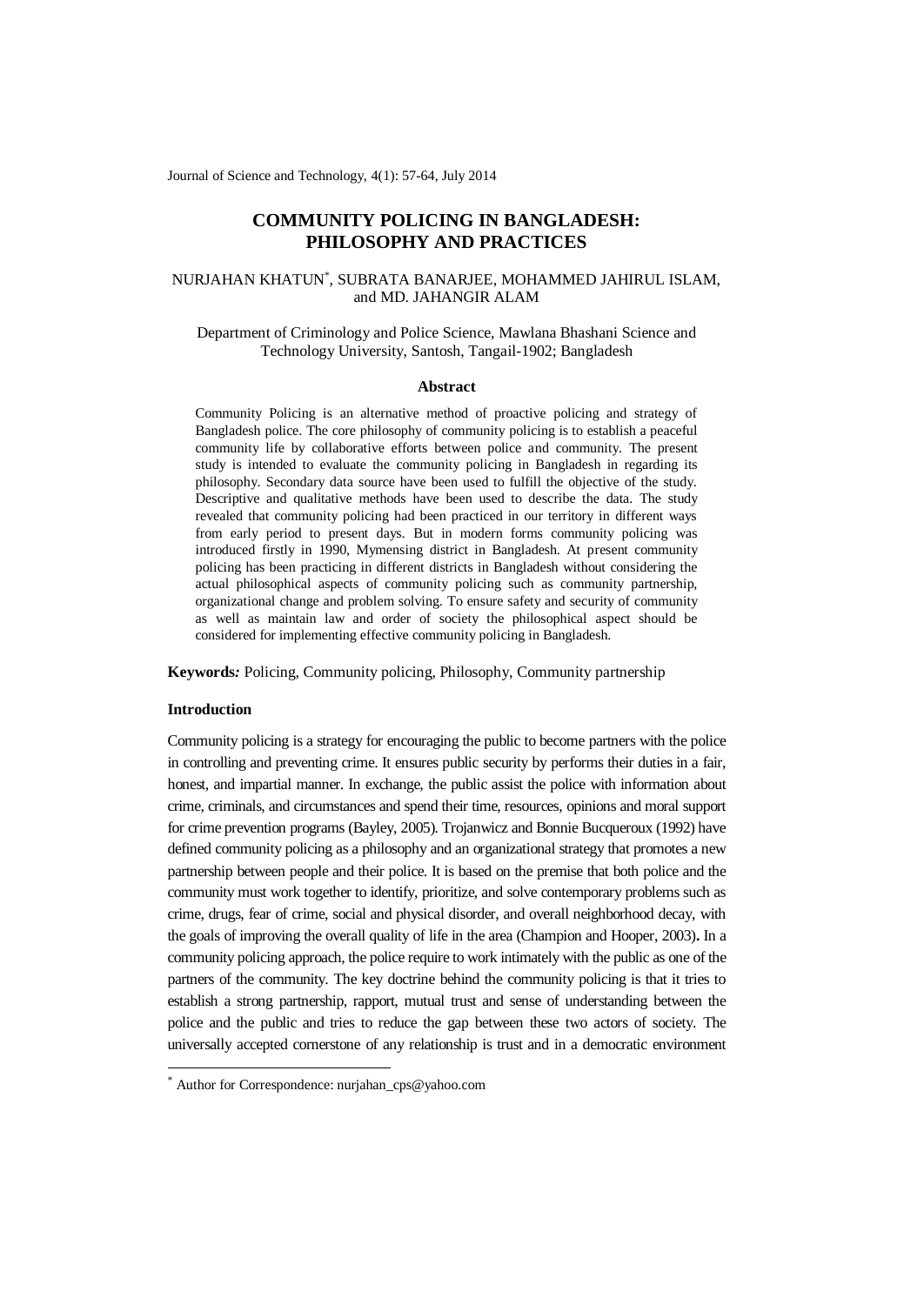# COMMUNITY POLICING IN BANGLADESH: PHILOSOPHY AND PRACTICES

NURJAHAN KHATUN*, SUBRATA BANARJEE, MOHAMMED JAHIRUL ISLAM, and MD. JAHANGIR ALAM

Department of Criminology and Police Science, Mawlana Bhashani Science and Technology University, Santosh, Tangail-1902; Bangladesh

### Abstract

Community Policing is an alternative method of proactive policing and strategy of Bangladesh police. The core philosophy of community policing is to establish a peaceful community life by collaborative efforts between police and community. The present study is intended to evaluate the community policing in Bangladesh in regarding its philosophy. Secondary data source have been used to fulfill the objective of the study. Descriptive and qualitative methods have been used to describe the data. The study revealed that community policing had been practiced in our territory in different ways from early period to present days. But in modern forms community policing was introduced firstly in 1990, Mymensing district in Bangladesh. At present community policing has been practicing in different districts in Bangladesh without considering the actual philosophical aspects of community policing such as community partnership, organizational change and problem solving. To ensure safety and security of community as well as maintain law and order of society the philosophical aspect should be considered for implementing effective community policing in Bangladesh.

**Keywords*:*** Policing, Community policing, Philosophy, Community partnership

## Introduction

Community policing is a strategy for encouraging the public to become partners with the police in controlling and preventing crime. It ensures public security by performs their duties in a fair, honest, and impartial manner. In exchange, the public assist the police with information about crime, criminals, and circumstances and spend their time, resources, opinions and moral support for crime prevention programs (Bayley, 2005). Trojanwicz and Bonnie Bucqueroux (1992) have defined community policing as a philosophy and an organizational strategy that promotes a new partnership between people and their police. It is based on the premise that both police and the community must work together to identify, prioritize, and solve contemporary problems such as crime, drugs, fear of crime, social and physical disorder, and overall neighborhood decay, with the goals of improving the overall quality of life in the area (Champion and Hooper, 2003)**.** In a community policing approach, the police require to work intimately with the public as one of the partners of the community. The key doctrine behind the community policing is that it tries to establish a strong partnership, rapport, mutual trust and sense of understanding between the police and the public and tries to reduce the gap between these two actors of society. The universally accepted cornerstone of any relationship is trust and in a democratic environment

* Author for Correspondence: nurjahan_cps@yahoo.com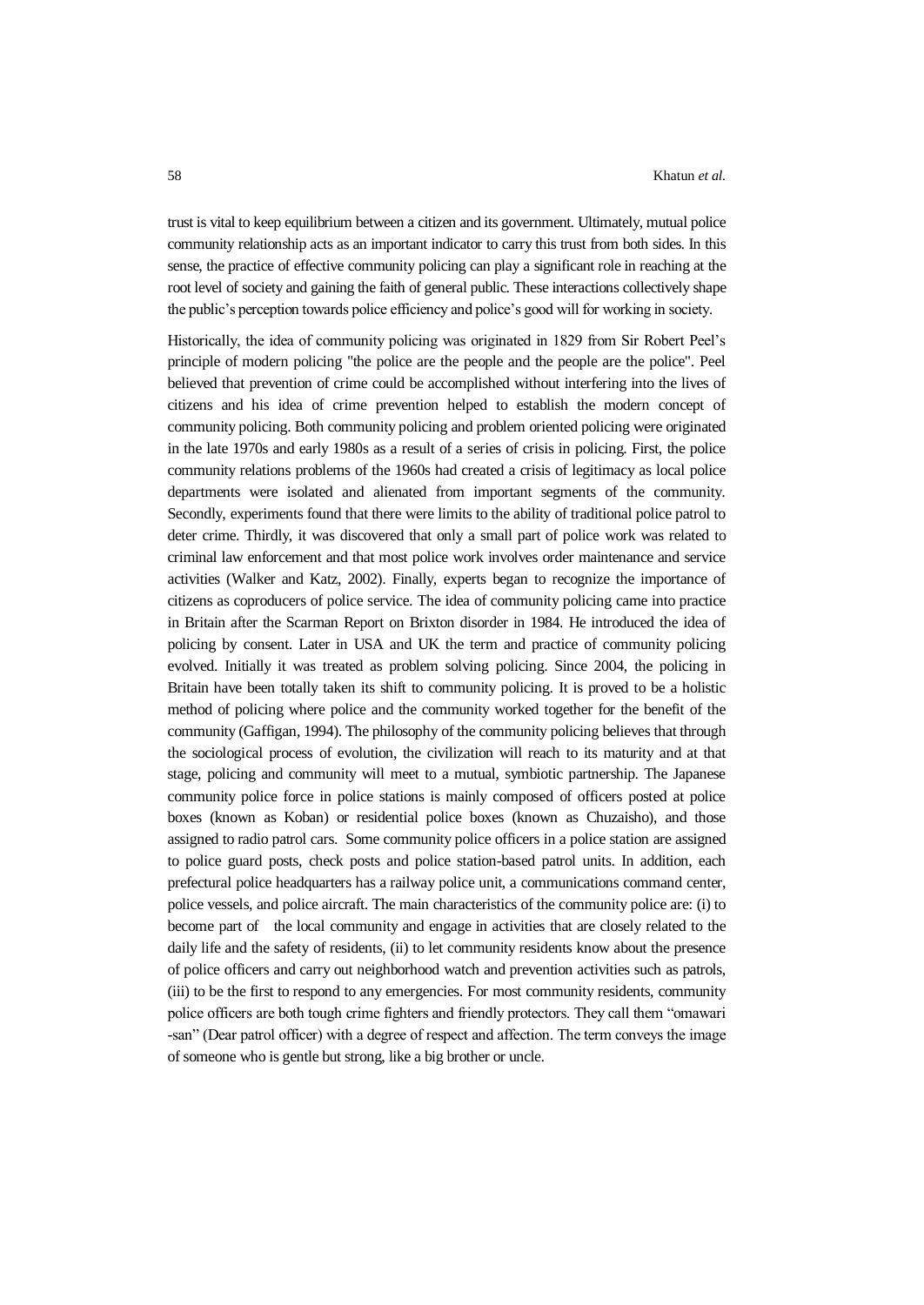trust is vital to keep equilibrium between a citizen and its government. Ultimately, mutual police community relationship acts as an important indicator to carry this trust from both sides. In this sense, the practice of effective community policing can play a significant role in reaching at the root level of society and gaining the faith of general public. These interactions collectively shape the public's perception towards police efficiency and police's good will for working in society.

Historically, the idea of community policing was originated in 1829 from Sir Robert Peel's principle of modern policing "the police are the people and the people are the police". Peel believed that prevention of crime could be accomplished without interfering into the lives of citizens and his idea of crime prevention helped to establish the modern concept of community policing. Both community policing and problem oriented policing were originated in the late 1970s and early 1980s as a result of a series of crisis in policing. First, the police community relations problems of the 1960s had created a crisis of legitimacy as local police departments were isolated and alienated from important segments of the community. Secondly, experiments found that there were limits to the ability of traditional police patrol to deter crime. Thirdly, it was discovered that only a small part of police work was related to criminal law enforcement and that most police work involves order maintenance and service activities (Walker and Katz, 2002). Finally, experts began to recognize the importance of citizens as coproducers of police service. The idea of community policing came into practice in Britain after the Scarman Report on Brixton disorder in 1984. He introduced the idea of policing by consent. Later in USA and UK the term and practice of community policing evolved. Initially it was treated as problem solving policing. Since 2004, the policing in Britain have been totally taken its shift to community policing. It is proved to be a holistic method of policing where police and the community worked together for the benefit of the community (Gaffigan, 1994). The philosophy of the community policing believes that through the sociological process of evolution, the civilization will reach to its maturity and at that stage, policing and community will meet to a mutual, symbiotic partnership. The Japanese community police force in police stations is mainly composed of officers posted at police boxes (known as Koban) or residential police boxes (known as Chuzaisho), and those assigned to radio patrol cars. Some community police officers in a police station are assigned to police guard posts, check posts and police station-based patrol units. In addition, each prefectural police headquarters has a railway police unit, a communications command center, police vessels, and police aircraft. The main characteristics of the community police are: (i) to become part of the local community and engage in activities that are closely related to the daily life and the safety of residents, (ii) to let community residents know about the presence of police officers and carry out neighborhood watch and prevention activities such as patrols, (iii) to be the first to respond to any emergencies. For most community residents, community police officers are both tough crime fighters and friendly protectors. They call them "omawari -san" (Dear patrol officer) with a degree of respect and affection. The term conveys the image of someone who is gentle but strong, like a big brother or uncle.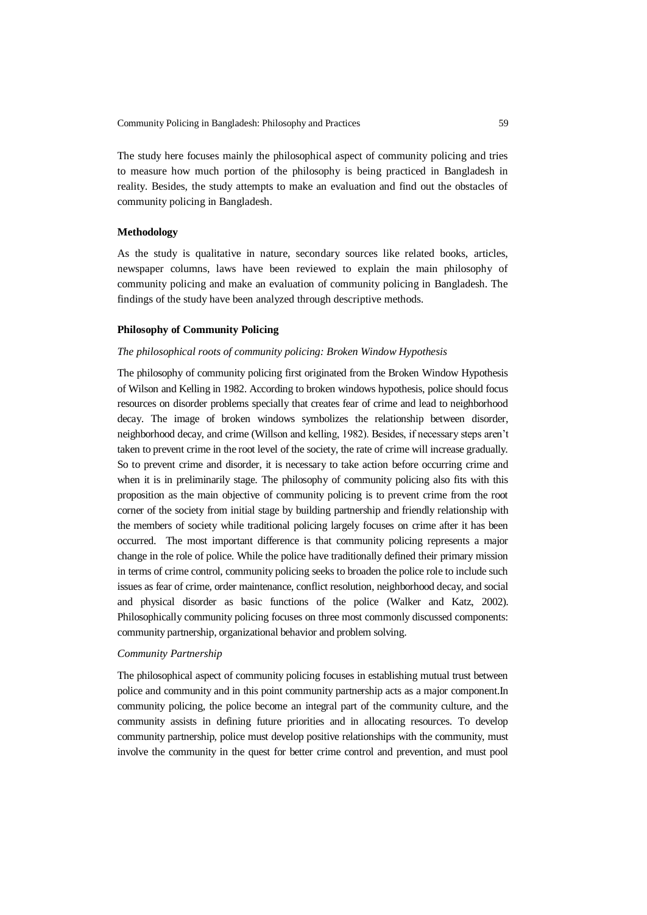The study here focuses mainly the philosophical aspect of community policing and tries to measure how much portion of the philosophy is being practiced in Bangladesh in reality. Besides, the study attempts to make an evaluation and find out the obstacles of community policing in Bangladesh.

**Methodology**

As the study is qualitative in nature, secondary sources like related books, articles, newspaper columns, laws have been reviewed to explain the main philosophy of community policing and make an evaluation of community policing in Bangladesh. The findings of the study have been analyzed through descriptive methods.

**Philosophy of Community Policing**

*The philosophical roots of community policing: Broken Window Hypothesis*

The philosophy of community policing first originated from the Broken Window Hypothesis of Wilson and Kelling in 1982. According to broken windows hypothesis, police should focus resources on disorder problems specially that creates fear of crime and lead to neighborhood decay. The image of broken windows symbolizes the relationship between disorder, neighborhood decay, and crime (Willson and kelling, 1982). Besides, if necessary steps aren't taken to prevent crime in the root level of the society, the rate of crime will increase gradually. So to prevent crime and disorder, it is necessary to take action before occurring crime and when it is in preliminarily stage. The philosophy of community policing also fits with this proposition as the main objective of community policing is to prevent crime from the root corner of the society from initial stage by building partnership and friendly relationship with the members of society while traditional policing largely focuses on crime after it has been occurred. The most important difference is that community policing represents a major change in the role of police. While the police have traditionally defined their primary mission in terms of crime control, community policing seeks to broaden the police role to include such issues as fear of crime, order maintenance, conflict resolution, neighborhood decay, and social and physical disorder as basic functions of the police (Walker and Katz, 2002). Philosophically community policing focuses on three most commonly discussed components: community partnership, organizational behavior and problem solving.

*Community Partnership*

The philosophical aspect of community policing focuses in establishing mutual trust between police and community and in this point community partnership acts as a major component.In community policing, the police become an integral part of the community culture, and the community assists in defining future priorities and in allocating resources. To develop community partnership, police must develop positive relationships with the community, must involve the community in the quest for better crime control and prevention, and must pool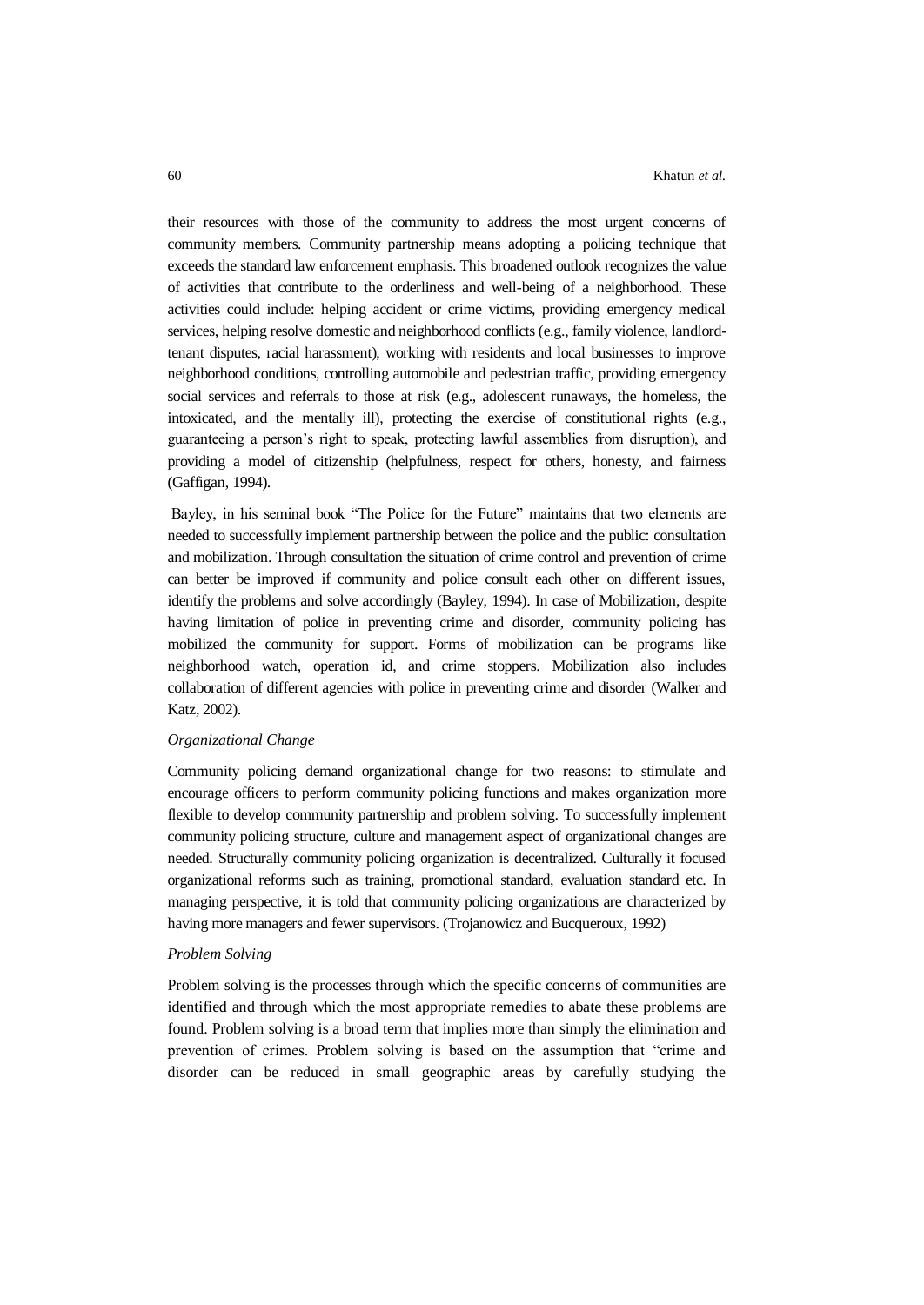their resources with those of the community to address the most urgent concerns of community members. Community partnership means adopting a policing technique that exceeds the standard law enforcement emphasis. This broadened outlook recognizes the value of activities that contribute to the orderliness and well-being of a neighborhood. These activities could include: helping accident or crime victims, providing emergency medical services, helping resolve domestic and neighborhood conflicts (e.g., family violence, landlord-tenant disputes, racial harassment), working with residents and local businesses to improve neighborhood conditions, controlling automobile and pedestrian traffic, providing emergency social services and referrals to those at risk (e.g., adolescent runaways, the homeless, the intoxicated, and the mentally ill), protecting the exercise of constitutional rights (e.g., guaranteeing a person's right to speak, protecting lawful assemblies from disruption), and providing a model of citizenship (helpfulness, respect for others, honesty, and fairness (Gaffigan, 1994).

Bayley, in his seminal book "The Police for the Future" maintains that two elements are needed to successfully implement partnership between the police and the public: consultation and mobilization. Through consultation the situation of crime control and prevention of crime can better be improved if community and police consult each other on different issues, identify the problems and solve accordingly (Bayley, 1994). In case of Mobilization, despite having limitation of police in preventing crime and disorder, community policing has mobilized the community for support. Forms of mobilization can be programs like neighborhood watch, operation id, and crime stoppers. Mobilization also includes collaboration of different agencies with police in preventing crime and disorder (Walker and Katz, 2002).

*Organizational Change*

Community policing demand organizational change for two reasons: to stimulate and encourage officers to perform community policing functions and makes organization more flexible to develop community partnership and problem solving. To successfully implement community policing structure, culture and management aspect of organizational changes are needed. Structurally community policing organization is decentralized. Culturally it focused organizational reforms such as training, promotional standard, evaluation standard etc. In managing perspective, it is told that community policing organizations are characterized by having more managers and fewer supervisors. (Trojanowicz and Bucqueroux, 1992)

*Problem Solving*

Problem solving is the processes through which the specific concerns of communities are identified and through which the most appropriate remedies to abate these problems are found. Problem solving is a broad term that implies more than simply the elimination and prevention of crimes. Problem solving is based on the assumption that "crime and disorder can be reduced in small geographic areas by carefully studying the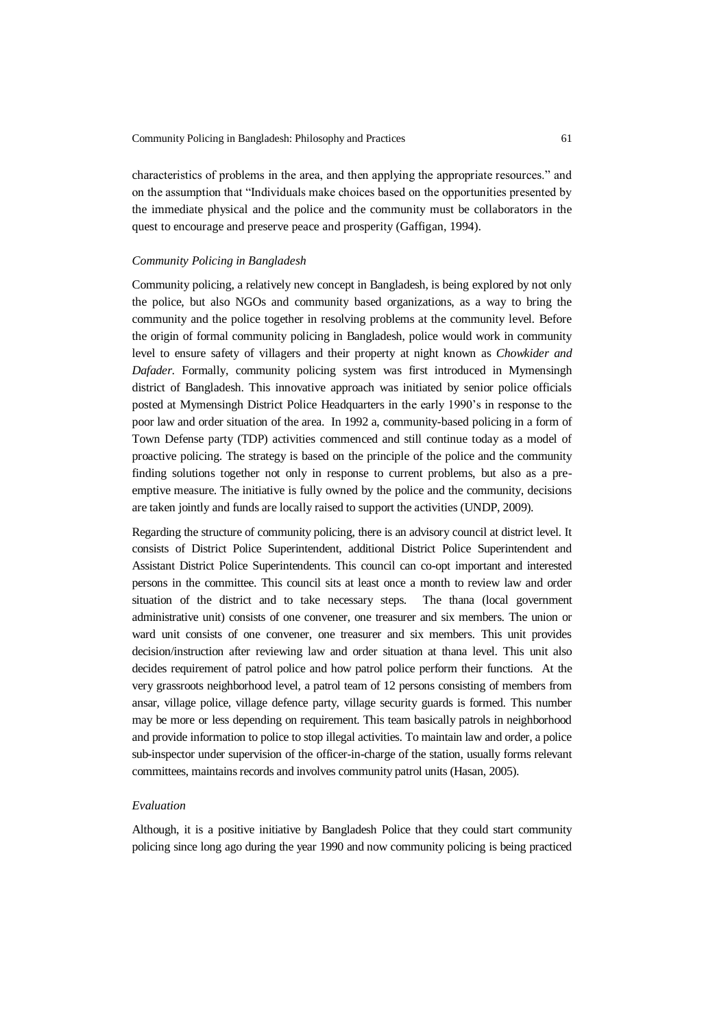characteristics of problems in the area, and then applying the appropriate resources." and on the assumption that "Individuals make choices based on the opportunities presented by the immediate physical and the police and the community must be collaborators in the quest to encourage and preserve peace and prosperity (Gaffigan, 1994).

*Community Policing in Bangladesh*

Community policing, a relatively new concept in Bangladesh, is being explored by not only the police, but also NGOs and community based organizations, as a way to bring the community and the police together in resolving problems at the community level. Before the origin of formal community policing in Bangladesh, police would work in community level to ensure safety of villagers and their property at night known as *Chowkider and Dafader.* Formally, community policing system was first introduced in Mymensingh district of Bangladesh. This innovative approach was initiated by senior police officials posted at Mymensingh District Police Headquarters in the early 1990's in response to the poor law and order situation of the area. In 1992 a, community-based policing in a form of Town Defense party (TDP) activities commenced and still continue today as a model of proactive policing. The strategy is based on the principle of the police and the community finding solutions together not only in response to current problems, but also as a pre-emptive measure. The initiative is fully owned by the police and the community, decisions are taken jointly and funds are locally raised to support the activities (UNDP, 2009).

Regarding the structure of community policing, there is an advisory council at district level. It consists of District Police Superintendent, additional District Police Superintendent and Assistant District Police Superintendents. This council can co-opt important and interested persons in the committee. This council sits at least once a month to review law and order situation of the district and to take necessary steps. The thana (local government administrative unit) consists of one convener, one treasurer and six members. The union or ward unit consists of one convener, one treasurer and six members. This unit provides decision/instruction after reviewing law and order situation at thana level. This unit also decides requirement of patrol police and how patrol police perform their functions. At the very grassroots neighborhood level, a patrol team of 12 persons consisting of members from ansar, village police, village defence party, village security guards is formed. This number may be more or less depending on requirement. This team basically patrols in neighborhood and provide information to police to stop illegal activities. To maintain law and order, a police sub-inspector under supervision of the officer-in-charge of the station, usually forms relevant committees, maintains records and involves community patrol units (Hasan, 2005).

*Evaluation*

Although, it is a positive initiative by Bangladesh Police that they could start community policing since long ago during the year 1990 and now community policing is being practiced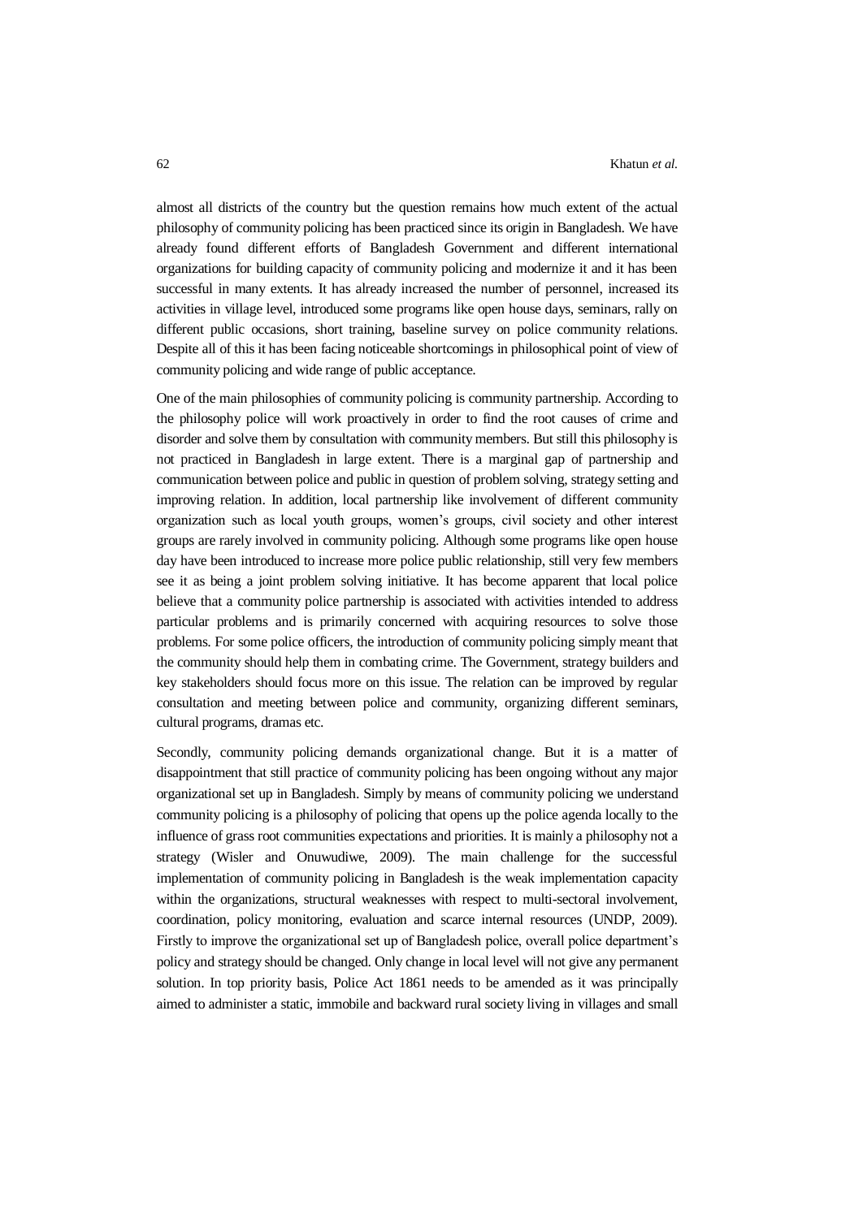almost all districts of the country but the question remains how much extent of the actual philosophy of community policing has been practiced since its origin in Bangladesh. We have already found different efforts of Bangladesh Government and different international organizations for building capacity of community policing and modernize it and it has been successful in many extents. It has already increased the number of personnel, increased its activities in village level, introduced some programs like open house days, seminars, rally on different public occasions, short training, baseline survey on police community relations. Despite all of this it has been facing noticeable shortcomings in philosophical point of view of community policing and wide range of public acceptance.

One of the main philosophies of community policing is community partnership. According to the philosophy police will work proactively in order to find the root causes of crime and disorder and solve them by consultation with community members. But still this philosophy is not practiced in Bangladesh in large extent. There is a marginal gap of partnership and communication between police and public in question of problem solving, strategy setting and improving relation. In addition, local partnership like involvement of different community organization such as local youth groups, women's groups, civil society and other interest groups are rarely involved in community policing. Although some programs like open house day have been introduced to increase more police public relationship, still very few members see it as being a joint problem solving initiative. It has become apparent that local police believe that a community police partnership is associated with activities intended to address particular problems and is primarily concerned with acquiring resources to solve those problems. For some police officers, the introduction of community policing simply meant that the community should help them in combating crime. The Government, strategy builders and key stakeholders should focus more on this issue. The relation can be improved by regular consultation and meeting between police and community, organizing different seminars, cultural programs, dramas etc.

Secondly, community policing demands organizational change. But it is a matter of disappointment that still practice of community policing has been ongoing without any major organizational set up in Bangladesh. Simply by means of community policing we understand community policing is a philosophy of policing that opens up the police agenda locally to the influence of grass root communities expectations and priorities. It is mainly a philosophy not a strategy (Wisler and Onuwudiwe, 2009). The main challenge for the successful implementation of community policing in Bangladesh is the weak implementation capacity within the organizations, structural weaknesses with respect to multi-sectoral involvement, coordination, policy monitoring, evaluation and scarce internal resources (UNDP, 2009). Firstly to improve the organizational set up of Bangladesh police, overall police department's policy and strategy should be changed. Only change in local level will not give any permanent solution. In top priority basis, Police Act 1861 needs to be amended as it was principally aimed to administer a static, immobile and backward rural society living in villages and small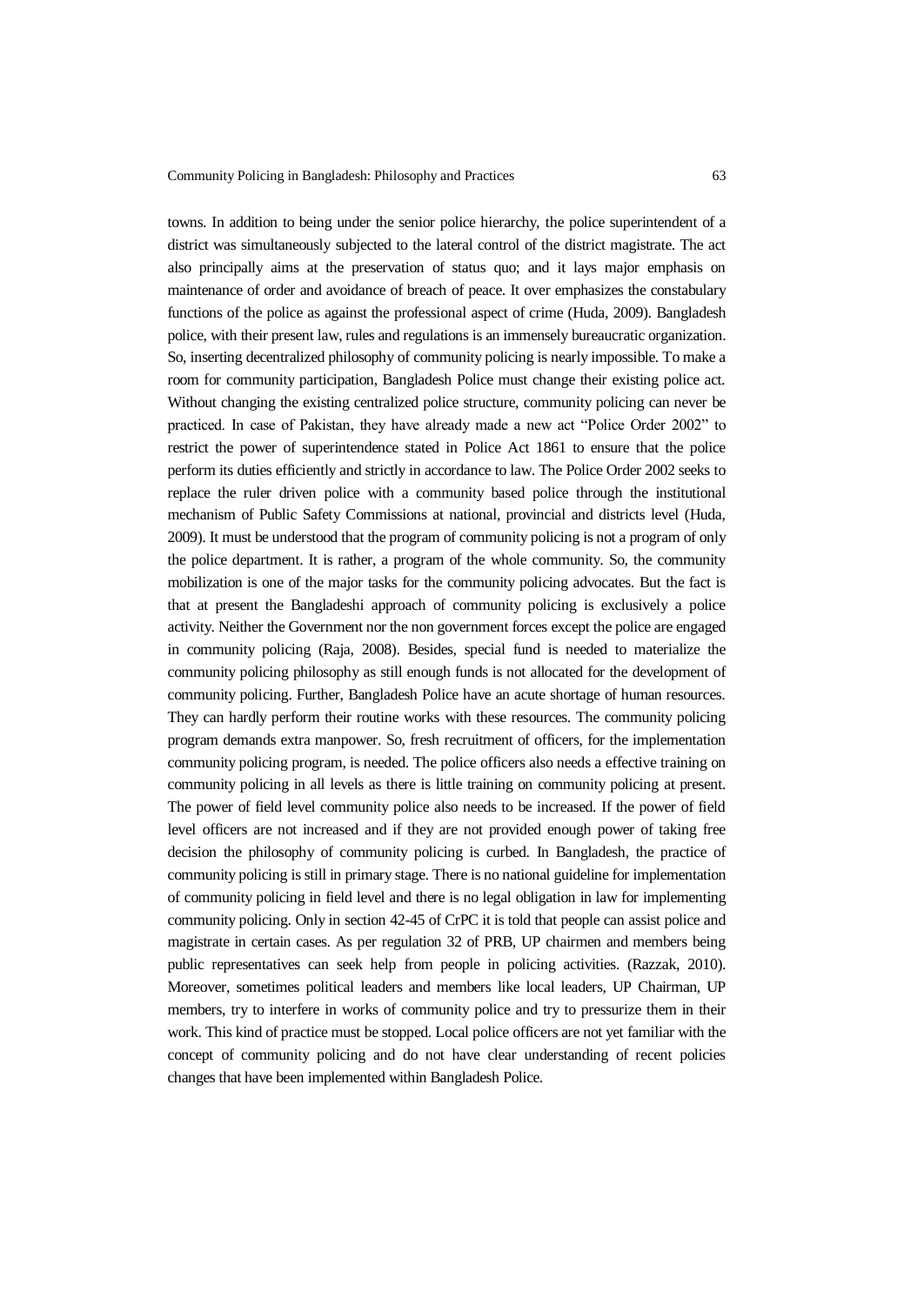towns. In addition to being under the senior police hierarchy, the police superintendent of a district was simultaneously subjected to the lateral control of the district magistrate. The act also principally aims at the preservation of status quo; and it lays major emphasis on maintenance of order and avoidance of breach of peace. It over emphasizes the constabulary functions of the police as against the professional aspect of crime (Huda, 2009). Bangladesh police, with their present law, rules and regulations is an immensely bureaucratic organization. So, inserting decentralized philosophy of community policing is nearly impossible. To make a room for community participation, Bangladesh Police must change their existing police act. Without changing the existing centralized police structure, community policing can never be practiced. In case of Pakistan, they have already made a new act "Police Order 2002" to restrict the power of superintendence stated in Police Act 1861 to ensure that the police perform its duties efficiently and strictly in accordance to law. The Police Order 2002 seeks to replace the ruler driven police with a community based police through the institutional mechanism of Public Safety Commissions at national, provincial and districts level (Huda, 2009). It must be understood that the program of community policing is not a program of only the police department. It is rather, a program of the whole community. So, the community mobilization is one of the major tasks for the community policing advocates. But the fact is that at present the Bangladeshi approach of community policing is exclusively a police activity. Neither the Government nor the non government forces except the police are engaged in community policing (Raja, 2008). Besides, special fund is needed to materialize the community policing philosophy as still enough funds is not allocated for the development of community policing. Further, Bangladesh Police have an acute shortage of human resources. They can hardly perform their routine works with these resources. The community policing program demands extra manpower. So, fresh recruitment of officers, for the implementation community policing program, is needed. The police officers also needs a effective training on community policing in all levels as there is little training on community policing at present. The power of field level community police also needs to be increased. If the power of field level officers are not increased and if they are not provided enough power of taking free decision the philosophy of community policing is curbed. In Bangladesh, the practice of community policing is still in primary stage. There is no national guideline for implementation of community policing in field level and there is no legal obligation in law for implementing community policing. Only in section 42-45 of CrPC it is told that people can assist police and magistrate in certain cases. As per regulation 32 of PRB, UP chairmen and members being public representatives can seek help from people in policing activities. (Razzak, 2010). Moreover, sometimes political leaders and members like local leaders, UP Chairman, UP members, try to interfere in works of community police and try to pressurize them in their work. This kind of practice must be stopped. Local police officers are not yet familiar with the concept of community policing and do not have clear understanding of recent policies changes that have been implemented within Bangladesh Police.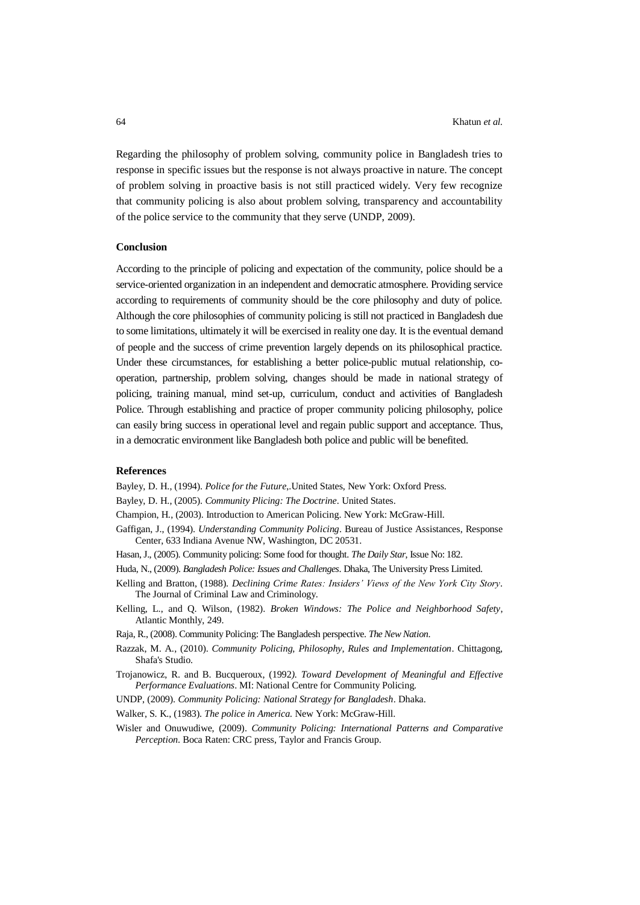Regarding the philosophy of problem solving, community police in Bangladesh tries to response in specific issues but the response is not always proactive in nature. The concept of problem solving in proactive basis is not still practiced widely. Very few recognize that community policing is also about problem solving, transparency and accountability of the police service to the community that they serve (UNDP, 2009).

## Conclusion

According to the principle of policing and expectation of the community, police should be a service-oriented organization in an independent and democratic atmosphere. Providing service according to requirements of community should be the core philosophy and duty of police. Although the core philosophies of community policing is still not practiced in Bangladesh due to some limitations, ultimately it will be exercised in reality one day. It is the eventual demand of people and the success of crime prevention largely depends on its philosophical practice. Under these circumstances, for establishing a better police-public mutual relationship, co-operation, partnership, problem solving, changes should be made in national strategy of policing, training manual, mind set-up, curriculum, conduct and activities of Bangladesh Police. Through establishing and practice of proper community policing philosophy, police can easily bring success in operational level and regain public support and acceptance. Thus, in a democratic environment like Bangladesh both police and public will be benefited.

## References

Bayley, D. H., (1994). *Police for the Future*,.United States, New York: Oxford Press.

Bayley, D. H., (2005). *Community Plicing: The Doctrine*. United States.

Champion, H., (2003). Introduction to American Policing. New York: McGraw-Hill.

Gaffigan, J., (1994). *Understanding Community Policing*. Bureau of Justice Assistances, Response Center, 633 Indiana Avenue NW, Washington, DC 20531.

Hasan, J., (2005). Community policing: Some food for thought. *The Daily Star*, Issue No: 182.

Huda, N., (2009). *Bangladesh Police: Issues and Challenges*. Dhaka, The University Press Limited.

Kelling and Bratton, (1988). *Declining Crime Rates: Insiders' Views of the New York City Story*. The Journal of Criminal Law and Criminology.

Kelling, L., and Q. Wilson, (1982). *Broken Windows: The Police and Neighborhood Safety*, Atlantic Monthly, 249.

Raja, R., (2008). Community Policing: The Bangladesh perspective. *The New Nation*.

Razzak, M. A., (2010). *Community Policing, Philosophy, Rules and Implementation*. Chittagong, Shafa's Studio.

Trojanowicz, R. and B. Bucqueroux, (1992). *Toward Development of Meaningful and Effective Performance Evaluations*. MI: National Centre for Community Policing.

UNDP, (2009). *Community Policing: National Strategy for Bangladesh*. Dhaka.

Walker, S. K., (1983). *The police in America*. New York: McGraw-Hill.

Wisler and Onuwudiwe, (2009). *Community Policing: International Patterns and Comparative Perception*. Boca Raten: CRC press, Taylor and Francis Group.